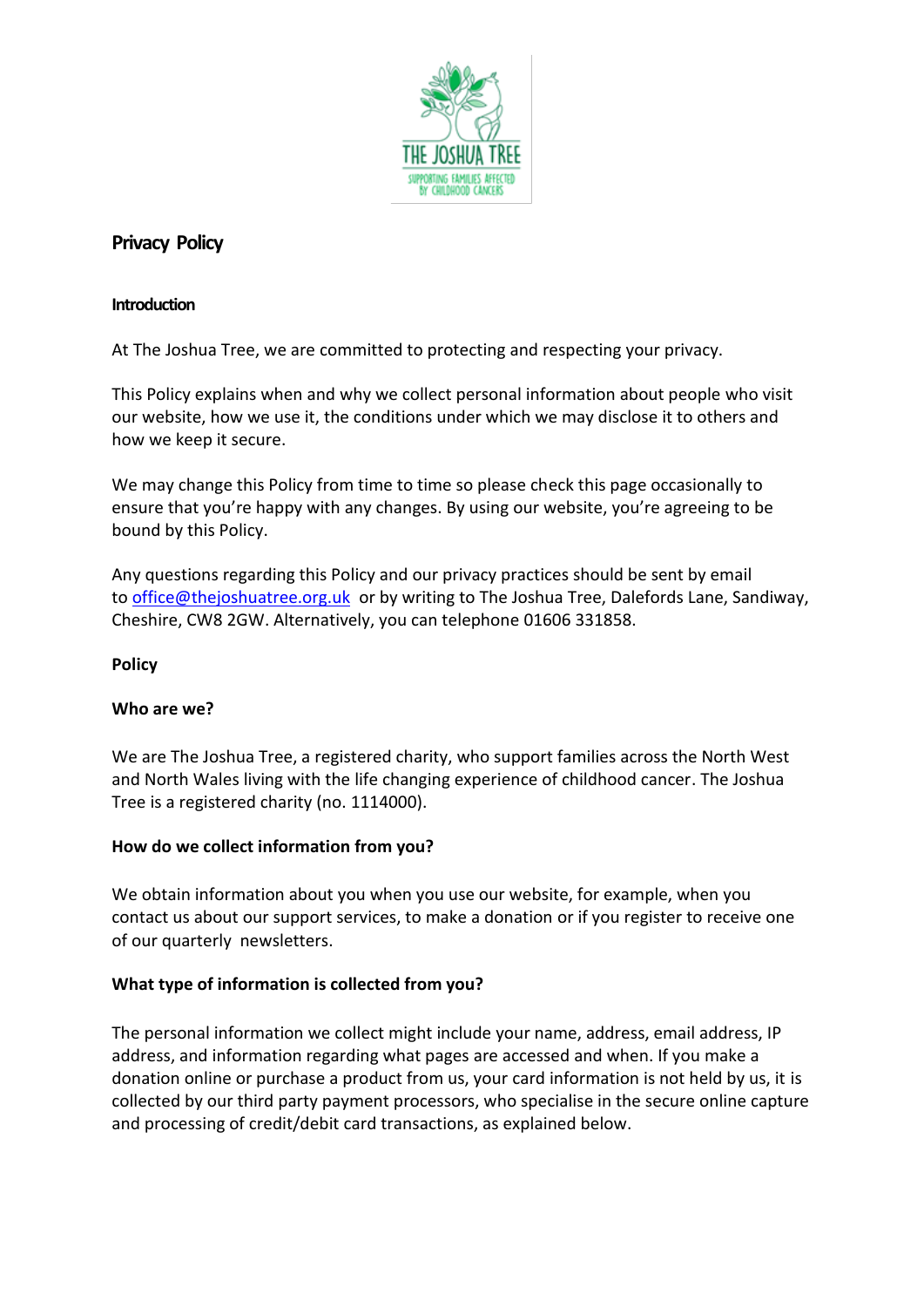# Privacy Policy

## Introduction

At The Joshua Tree, we are committed to protecting and respecting your privacy.

This Policy explains when and why we collect personal information about people who visit our website, how we use it, the conditions under which we may disclose it to others and how we keep it secure.

We may change this Policy from time to time so please check this page occasionally to ensure that you're happy with any changes. By using our website, you're agreeing to be bound by this Policy.

Any questions regarding this Policy and our privacy practices should be sent by email to office@thejoshuatree.org.uk or by writing to The Joshua Tree, Dalefords Lane, Sandiway, Cheshire, CW8 2GW. Alternatively, you can telephone 01606 331858.

## Policy

### Who are we?

We are The Joshua Tree, a registered charity, who support families across the North West and North Wales living with the life changing experience of childhood cancer. The Joshua Tree is a registered charity (no. 1114000).

### How do we collect information from you?

We obtain information about you when you use our website, for example, when you contact us about our support services, to make a donation or if you register to receive one of our quarterly newsletters.

### What type of information is collected from you?

The personal information we collect might include your name, address, email address, IP address, and information regarding what pages are accessed and when. If you make a donation online or purchase a product from us, your card information is not held by us, it is collected by our third party payment processors, who specialise in the secure online capture and processing of credit/debit card transactions, as explained below.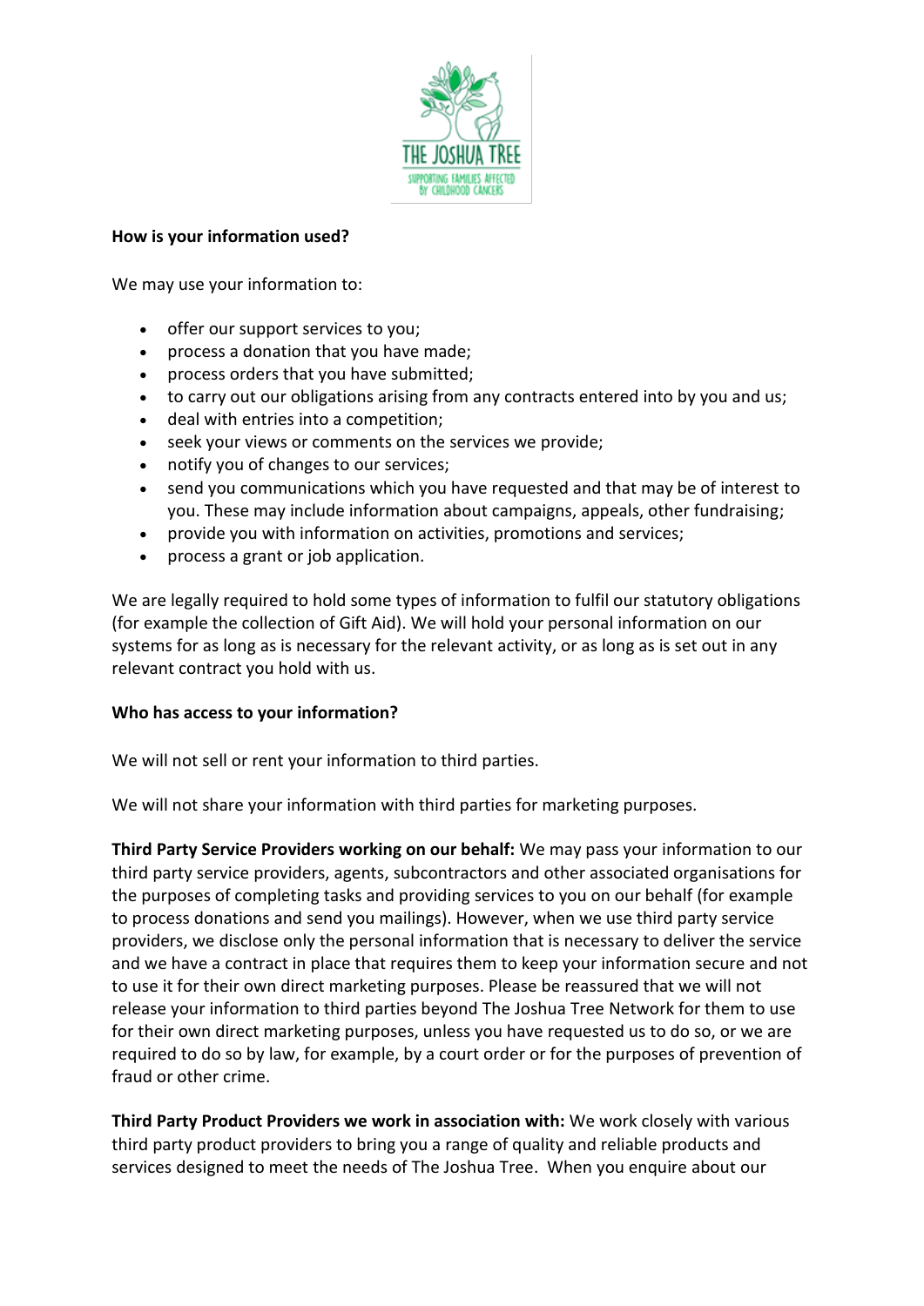**How is your information used?**

We may use your information to:

- offer our support services to you;
- process a donation that you have made;
- process orders that you have submitted;
- to carry out our obligations arising from any contracts entered into by you and us;
- deal with entries into a competition;
- seek your views or comments on the services we provide;
- notify you of changes to our services;
- send you communications which you have requested and that may be of interest to you. These may include information about campaigns, appeals, other fundraising;
- provide you with information on activities, promotions and services;
- process a grant or job application.

We are legally required to hold some types of information to fulfil our statutory obligations (for example the collection of Gift Aid). We will hold your personal information on our systems for as long as is necessary for the relevant activity, or as long as is set out in any relevant contract you hold with us.

**Who has access to your information?**

We will not sell or rent your information to third parties.

We will not share your information with third parties for marketing purposes.

**Third Party Service Providers working on our behalf:** We may pass your information to our third party service providers, agents, subcontractors and other associated organisations for the purposes of completing tasks and providing services to you on our behalf (for example to process donations and send you mailings). However, when we use third party service providers, we disclose only the personal information that is necessary to deliver the service and we have a contract in place that requires them to keep your information secure and not to use it for their own direct marketing purposes. Please be reassured that we will not release your information to third parties beyond The Joshua Tree Network for them to use for their own direct marketing purposes, unless you have requested us to do so, or we are required to do so by law, for example, by a court order or for the purposes of prevention of fraud or other crime.

**Third Party Product Providers we work in association with:** We work closely with various third party product providers to bring you a range of quality and reliable products and services designed to meet the needs of The Joshua Tree. When you enquire about our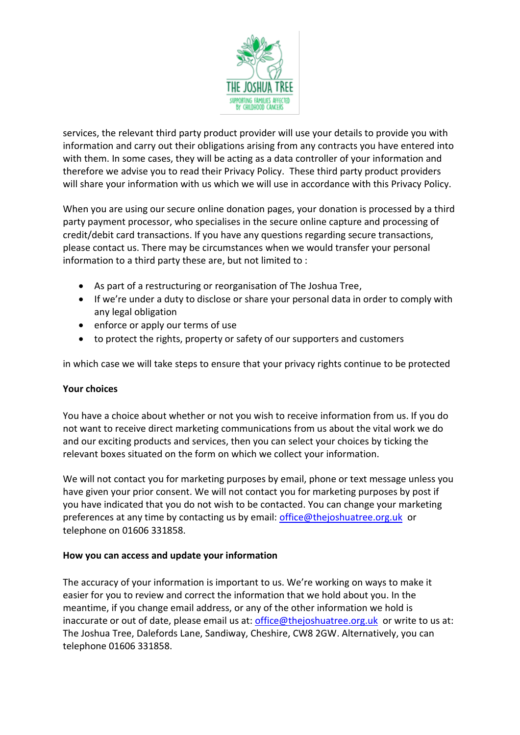services, the relevant third party product provider will use your details to provide you with information and carry out their obligations arising from any contracts you have entered into with them. In some cases, they will be acting as a data controller of your information and therefore we advise you to read their Privacy Policy. These third party product providers will share your information with us which we will use in accordance with this Privacy Policy.

When you are using our secure online donation pages, your donation is processed by a third party payment processor, who specialises in the secure online capture and processing of credit/debit card transactions. If you have any questions regarding secure transactions, please contact us. There may be circumstances when we would transfer your personal information to a third party these are, but not limited to :

- As part of a restructuring or reorganisation of The Joshua Tree,
- If we're under a duty to disclose or share your personal data in order to comply with any legal obligation
- enforce or apply our terms of use
- to protect the rights, property or safety of our supporters and customers

in which case we will take steps to ensure that your privacy rights continue to be protected

**Your choices**

You have a choice about whether or not you wish to receive information from us. If you do not want to receive direct marketing communications from us about the vital work we do and our exciting products and services, then you can select your choices by ticking the relevant boxes situated on the form on which we collect your information.

We will not contact you for marketing purposes by email, phone or text message unless you have given your prior consent. We will not contact you for marketing purposes by post if you have indicated that you do not wish to be contacted. You can change your marketing preferences at any time by contacting us by email: office@thejoshuatree.org.uk or telephone on 01606 331858.

**How you can access and update your information**

The accuracy of your information is important to us. We're working on ways to make it easier for you to review and correct the information that we hold about you. In the meantime, if you change email address, or any of the other information we hold is inaccurate or out of date, please email us at: office@thejoshuatree.org.uk or write to us at: The Joshua Tree, Dalefords Lane, Sandiway, Cheshire, CW8 2GW. Alternatively, you can telephone 01606 331858.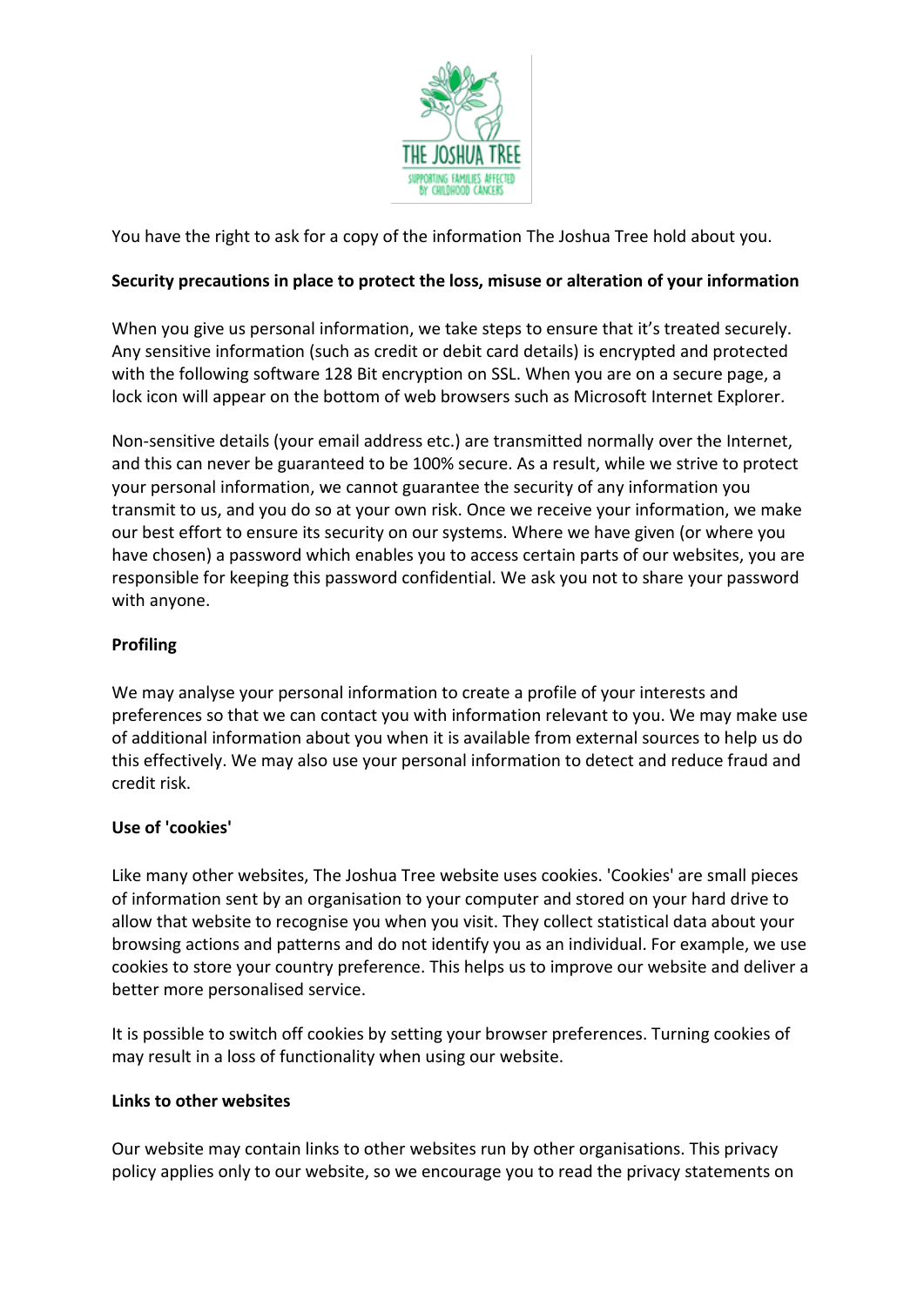You have the right to ask for a copy of the information The Joshua Tree hold about you.

**Security precautions in place to protect the loss, misuse or alteration of your information**

When you give us personal information, we take steps to ensure that it's treated securely. Any sensitive information (such as credit or debit card details) is encrypted and protected with the following software 128 Bit encryption on SSL. When you are on a secure page, a lock icon will appear on the bottom of web browsers such as Microsoft Internet Explorer.

Non-sensitive details (your email address etc.) are transmitted normally over the Internet, and this can never be guaranteed to be 100% secure. As a result, while we strive to protect your personal information, we cannot guarantee the security of any information you transmit to us, and you do so at your own risk. Once we receive your information, we make our best effort to ensure its security on our systems. Where we have given (or where you have chosen) a password which enables you to access certain parts of our websites, you are responsible for keeping this password confidential. We ask you not to share your password with anyone.

**Profiling**

We may analyse your personal information to create a profile of your interests and preferences so that we can contact you with information relevant to you. We may make use of additional information about you when it is available from external sources to help us do this effectively. We may also use your personal information to detect and reduce fraud and credit risk.

**Use of 'cookies'**

Like many other websites, The Joshua Tree website uses cookies. 'Cookies' are small pieces of information sent by an organisation to your computer and stored on your hard drive to allow that website to recognise you when you visit. They collect statistical data about your browsing actions and patterns and do not identify you as an individual. For example, we use cookies to store your country preference. This helps us to improve our website and deliver a better more personalised service.

It is possible to switch off cookies by setting your browser preferences. Turning cookies of may result in a loss of functionality when using our website.

**Links to other websites**

Our website may contain links to other websites run by other organisations. This privacy policy applies only to our website, so we encourage you to read the privacy statements on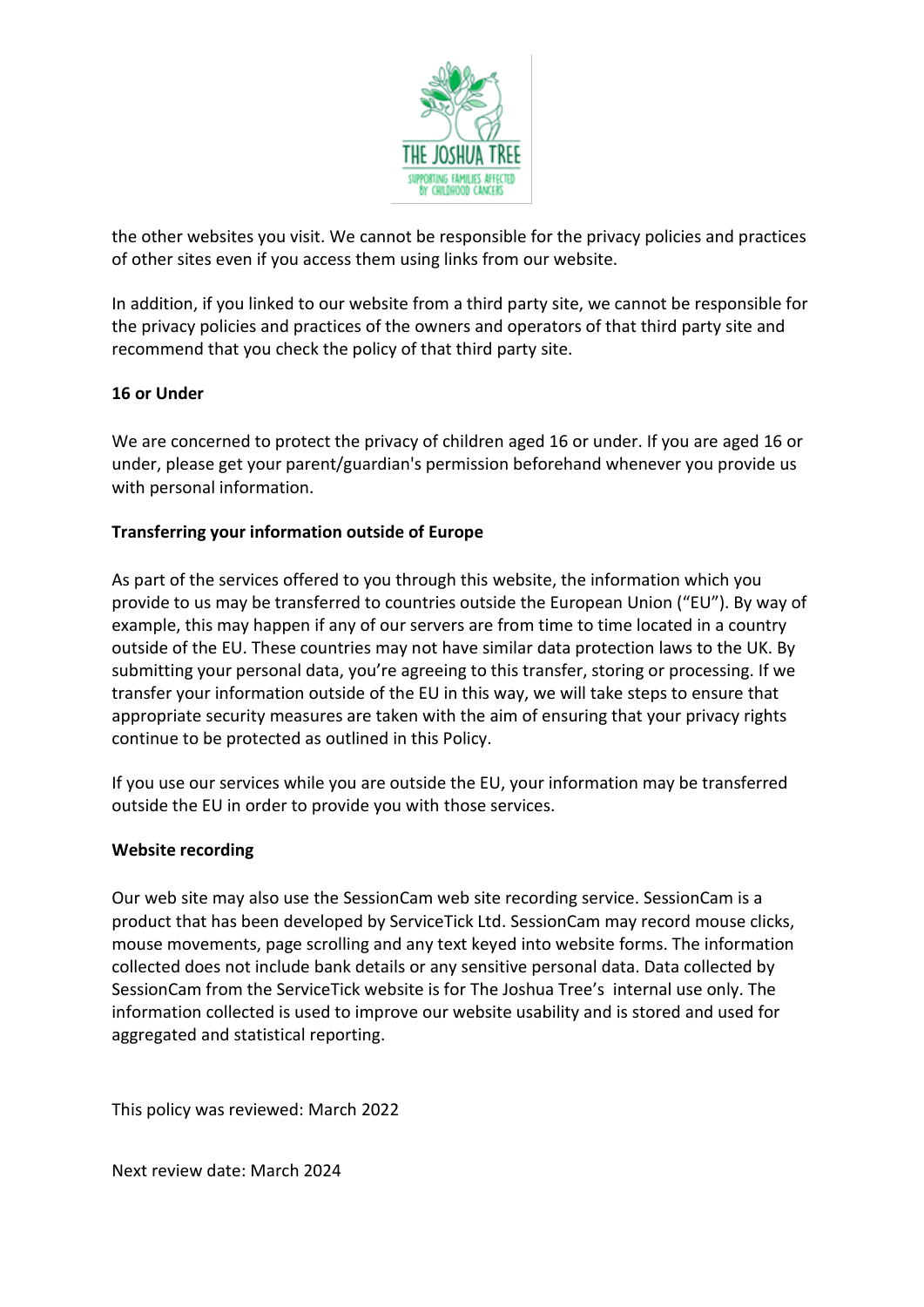the other websites you visit. We cannot be responsible for the privacy policies and practices of other sites even if you access them using links from our website.

In addition, if you linked to our website from a third party site, we cannot be responsible for the privacy policies and practices of the owners and operators of that third party site and recommend that you check the policy of that third party site.

**16 or Under**

We are concerned to protect the privacy of children aged 16 or under. If you are aged 16 or under, please get your parent/guardian's permission beforehand whenever you provide us with personal information.

**Transferring your information outside of Europe**

As part of the services offered to you through this website, the information which you provide to us may be transferred to countries outside the European Union ("EU"). By way of example, this may happen if any of our servers are from time to time located in a country outside of the EU. These countries may not have similar data protection laws to the UK. By submitting your personal data, you're agreeing to this transfer, storing or processing. If we transfer your information outside of the EU in this way, we will take steps to ensure that appropriate security measures are taken with the aim of ensuring that your privacy rights continue to be protected as outlined in this Policy.

If you use our services while you are outside the EU, your information may be transferred outside the EU in order to provide you with those services.

**Website recording**

Our web site may also use the SessionCam web site recording service. SessionCam is a product that has been developed by ServiceTick Ltd. SessionCam may record mouse clicks, mouse movements, page scrolling and any text keyed into website forms. The information collected does not include bank details or any sensitive personal data. Data collected by SessionCam from the ServiceTick website is for The Joshua Tree's internal use only. The information collected is used to improve our website usability and is stored and used for aggregated and statistical reporting.

This policy was reviewed: March 2022

Next review date: March 2024